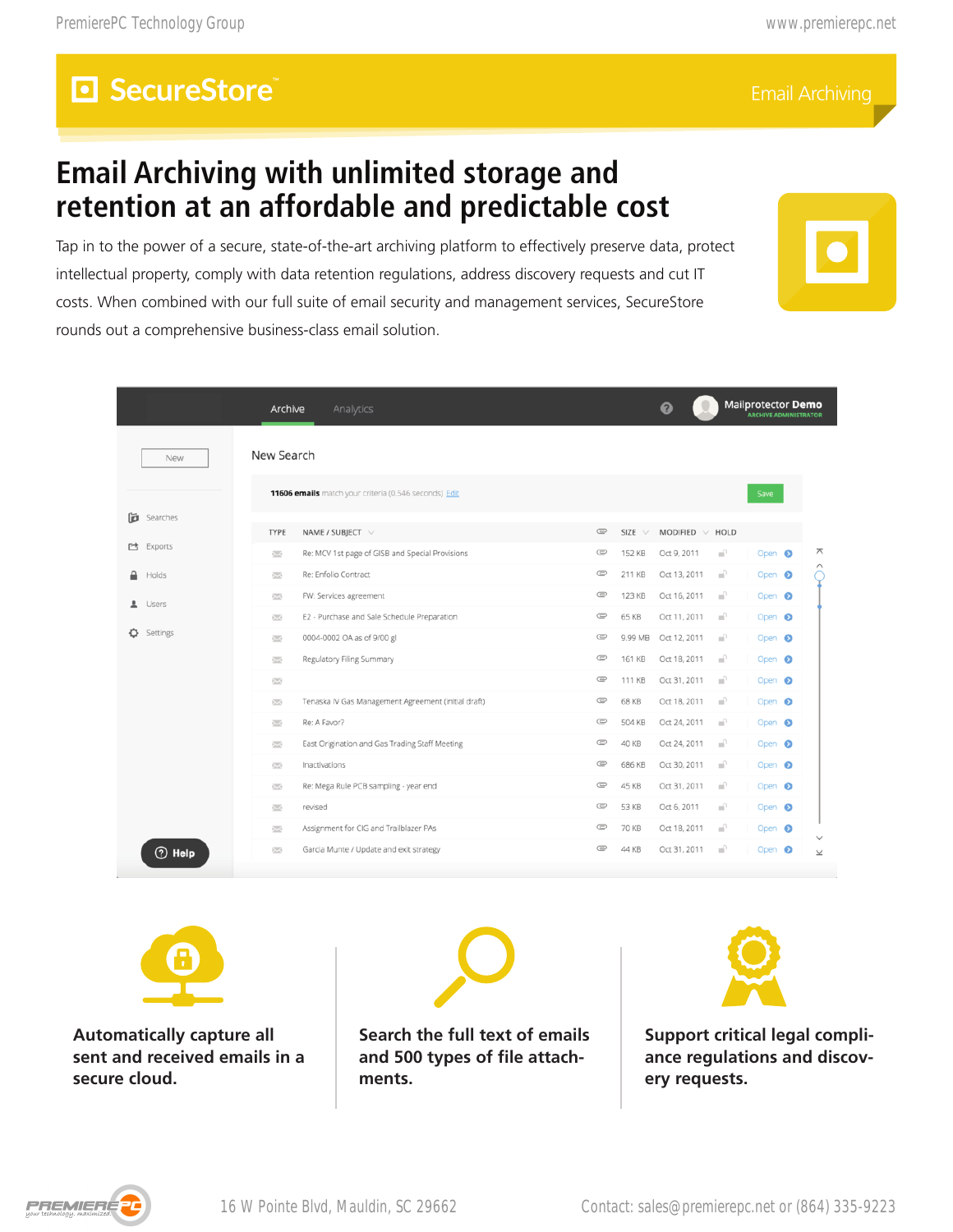# SecureStore™

Email Archiving

## Email Archiving with unlimited storage and retention at an affordable and predictable cost

Tap in to the power of a secure, state-of-the-art archiving platform to effectively preserve data, protect intellectual property, comply with data retention regulations, address discovery requests and cut IT costs. When combined with our full suite of email security and management services, SecureStore rounds out a comprehensive business-class email solution.

| TYPE | NAME / SUBJECT | SIZE | MODIFIED | HOLD |
|---|---|---|---|---|
| | Re: MCV 1st page of GISB and Special Provisions | 152 KB | Oct 9, 2011 | Open |
| | Re: Enfolio Contract | 211 KB | Oct 13, 2011 | Open |
| | FW: Services agreement | 123 KB | Oct 16, 2011 | Open |
| | E2 - Purchase and Sale Schedule Preparation | 65 KB | Oct 11, 2011 | Open |
| | 0004-0002 OA as of 9/00 gl | 9.99 MB | Oct 12, 2011 | Open |
| | Regulatory Filing Summary | 161 KB | Oct 18, 2011 | Open |
| | | 111 KB | Oct 31, 2011 | Open |
| | Tenaska IV Gas Management Agreement (initial draft) | 68 KB | Oct 18, 2011 | Open |
| | Re: A Favor? | 504 KB | Oct 24, 2011 | Open |
| | East Origination and Gas Trading Staff Meeting | 40 KB | Oct 24, 2011 | Open |
| | Inactivations | 686 KB | Oct 30, 2011 | Open |
| | Re: Mega Rule PCB sampling - year end | 45 KB | Oct 31, 2011 | Open |
| | revised | 53 KB | Oct 6, 2011 | Open |
| | Assignment for CIG and Trailblazer PAs | 70 KB | Oct 18, 2011 | Open |
| | Garcia Munte / Update and exit strategy | 44 KB | Oct 31, 2011 | Open |

**Automatically capture all sent and received emails in a secure cloud.**

**Search the full text of emails and 500 types of file attachments.**

**Support critical legal compliance regulations and discovery requests.**

16 W Pointe Blvd, Mauldin, SC 29662

Contact: sales@premierepc.net or (864) 335-9223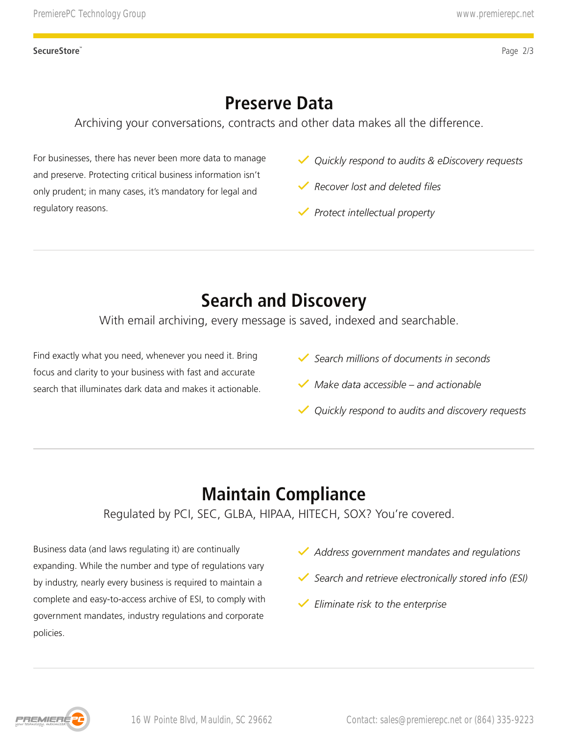## Preserve Data

Archiving your conversations, contracts and other data makes all the difference.

For businesses, there has never been more data to manage and preserve. Protecting critical business information isn't only prudent; in many cases, it's mandatory for legal and regulatory reasons.

- ✓ *Quickly respond to audits & eDiscovery requests*
- ✓ *Recover lost and deleted files*
- ✓ *Protect intellectual property*

---

## Search and Discovery

With email archiving, every message is saved, indexed and searchable.

Find exactly what you need, whenever you need it. Bring focus and clarity to your business with fast and accurate search that illuminates dark data and makes it actionable.

- ✓ *Search millions of documents in seconds*
- ✓ *Make data accessible – and actionable*
- ✓ *Quickly respond to audits and discovery requests*

---

## Maintain Compliance

Regulated by PCI, SEC, GLBA, HIPAA, HITECH, SOX? You're covered.

Business data (and laws regulating it) are continually expanding. While the number and type of regulations vary by industry, nearly every business is required to maintain a complete and easy-to-access archive of ESI, to comply with government mandates, industry regulations and corporate policies.

- ✓ *Address government mandates and regulations*
- ✓ *Search and retrieve electronically stored info (ESI)*
- ✓ *Eliminate risk to the enterprise*

---

16 W Pointe Blvd, Mauldin, SC 29662

Contact: sales@premierepc.net or (864) 335-9223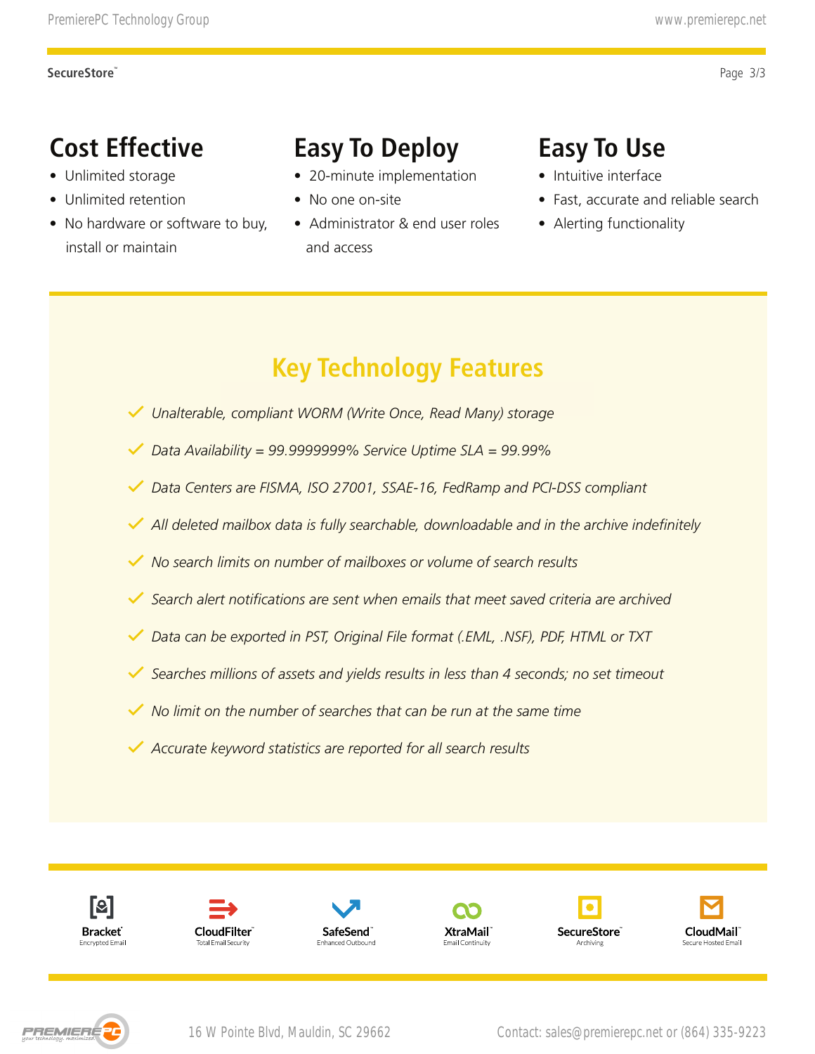## Cost Effective

- Unlimited storage
- Unlimited retention
- No hardware or software to buy, install or maintain

## Easy To Deploy

- 20-minute implementation
- No one on-site
- Administrator & end user roles and access

## Easy To Use

- Intuitive interface
- Fast, accurate and reliable search
- Alerting functionality

## Key Technology Features

- ✓ *Unalterable, compliant WORM (Write Once, Read Many) storage*
- ✓ *Data Availability = 99.9999999% Service Uptime SLA = 99.99%*
- ✓ *Data Centers are FISMA, ISO 27001, SSAE-16, FedRamp and PCI-DSS compliant*
- ✓ *All deleted mailbox data is fully searchable, downloadable and in the archive indefinitely*
- ✓ *No search limits on number of mailboxes or volume of search results*
- ✓ *Search alert notifications are sent when emails that meet saved criteria are archived*
- ✓ *Data can be exported in PST, Original File format (.EML, .NSF), PDF, HTML or TXT*
- ✓ *Searches millions of assets and yields results in less than 4 seconds; no set timeout*
- ✓ *No limit on the number of searches that can be run at the same time*
- ✓ *Accurate keyword statistics are reported for all search results*

**Bracket™** Encrypted Email | **CloudFilter™** Total Email Security | **SafeSend™** Enhanced Outbound | **XtraMail™** Email Continuity | **SecureStore™** Archiving | **CloudMail™** Secure Hosted Email

16 W Pointe Blvd, Mauldin, SC 29662

Contact: sales@premierepc.net or (864) 335-9223